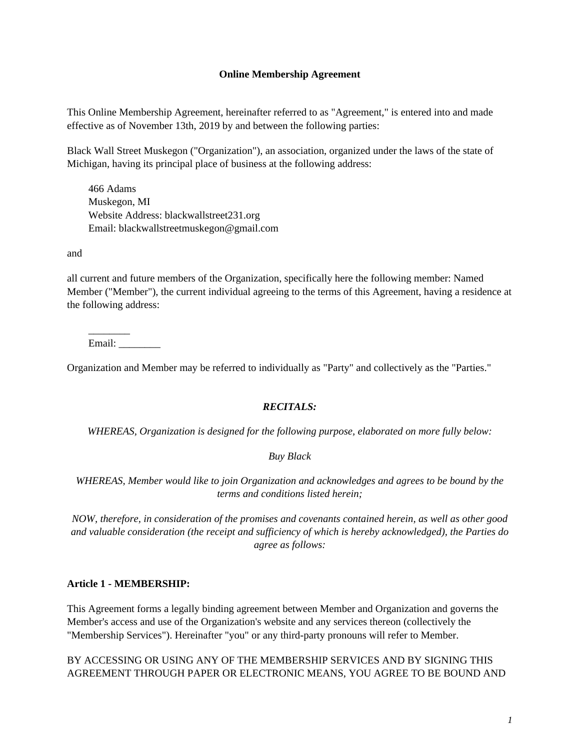**Online Membership Agreement**

This Online Membership Agreement, hereinafter referred to as "Agreement," is entered into and made effective as of November 13th, 2019 by and between the following parties:

Black Wall Street Muskegon ("Organization"), an association, organized under the laws of the state of Michigan, having its principal place of business at the following address:

> 466 Adams
> Muskegon, MI
> Website Address: blackwallstreet231.org
> Email: blackwallstreetmuskegon@gmail.com

and

all current and future members of the Organization, specifically here the following member: Named Member ("Member"), the current individual agreeing to the terms of this Agreement, having a residence at the following address:

> ________
> Email: ________

Organization and Member may be referred to individually as "Party" and collectively as the "Parties."

***RECITALS:***

*WHEREAS, Organization is designed for the following purpose, elaborated on more fully below:*

*Buy Black*

*WHEREAS, Member would like to join Organization and acknowledges and agrees to be bound by the terms and conditions listed herein;*

*NOW, therefore, in consideration of the promises and covenants contained herein, as well as other good and valuable consideration (the receipt and sufficiency of which is hereby acknowledged), the Parties do agree as follows:*

**Article 1 - MEMBERSHIP:**

This Agreement forms a legally binding agreement between Member and Organization and governs the Member's access and use of the Organization's website and any services thereon (collectively the "Membership Services"). Hereinafter "you" or any third-party pronouns will refer to Member.

BY ACCESSING OR USING ANY OF THE MEMBERSHIP SERVICES AND BY SIGNING THIS AGREEMENT THROUGH PAPER OR ELECTRONIC MEANS, YOU AGREE TO BE BOUND AND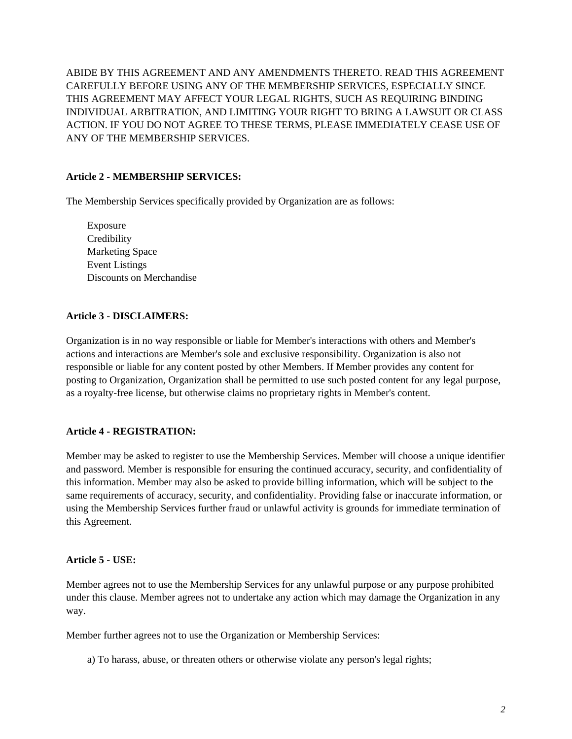ABIDE BY THIS AGREEMENT AND ANY AMENDMENTS THERETO. READ THIS AGREEMENT CAREFULLY BEFORE USING ANY OF THE MEMBERSHIP SERVICES, ESPECIALLY SINCE THIS AGREEMENT MAY AFFECT YOUR LEGAL RIGHTS, SUCH AS REQUIRING BINDING INDIVIDUAL ARBITRATION, AND LIMITING YOUR RIGHT TO BRING A LAWSUIT OR CLASS ACTION. IF YOU DO NOT AGREE TO THESE TERMS, PLEASE IMMEDIATELY CEASE USE OF ANY OF THE MEMBERSHIP SERVICES.

**Article 2 - MEMBERSHIP SERVICES:**

The Membership Services specifically provided by Organization are as follows:

- Exposure
- Credibility
- Marketing Space
- Event Listings
- Discounts on Merchandise

**Article 3 - DISCLAIMERS:**

Organization is in no way responsible or liable for Member's interactions with others and Member's actions and interactions are Member's sole and exclusive responsibility. Organization is also not responsible or liable for any content posted by other Members. If Member provides any content for posting to Organization, Organization shall be permitted to use such posted content for any legal purpose, as a royalty-free license, but otherwise claims no proprietary rights in Member's content.

**Article 4 - REGISTRATION:**

Member may be asked to register to use the Membership Services. Member will choose a unique identifier and password. Member is responsible for ensuring the continued accuracy, security, and confidentiality of this information. Member may also be asked to provide billing information, which will be subject to the same requirements of accuracy, security, and confidentiality. Providing false or inaccurate information, or using the Membership Services further fraud or unlawful activity is grounds for immediate termination of this Agreement.

**Article 5 - USE:**

Member agrees not to use the Membership Services for any unlawful purpose or any purpose prohibited under this clause. Member agrees not to undertake any action which may damage the Organization in any way.

Member further agrees not to use the Organization or Membership Services:

a) To harass, abuse, or threaten others or otherwise violate any person's legal rights;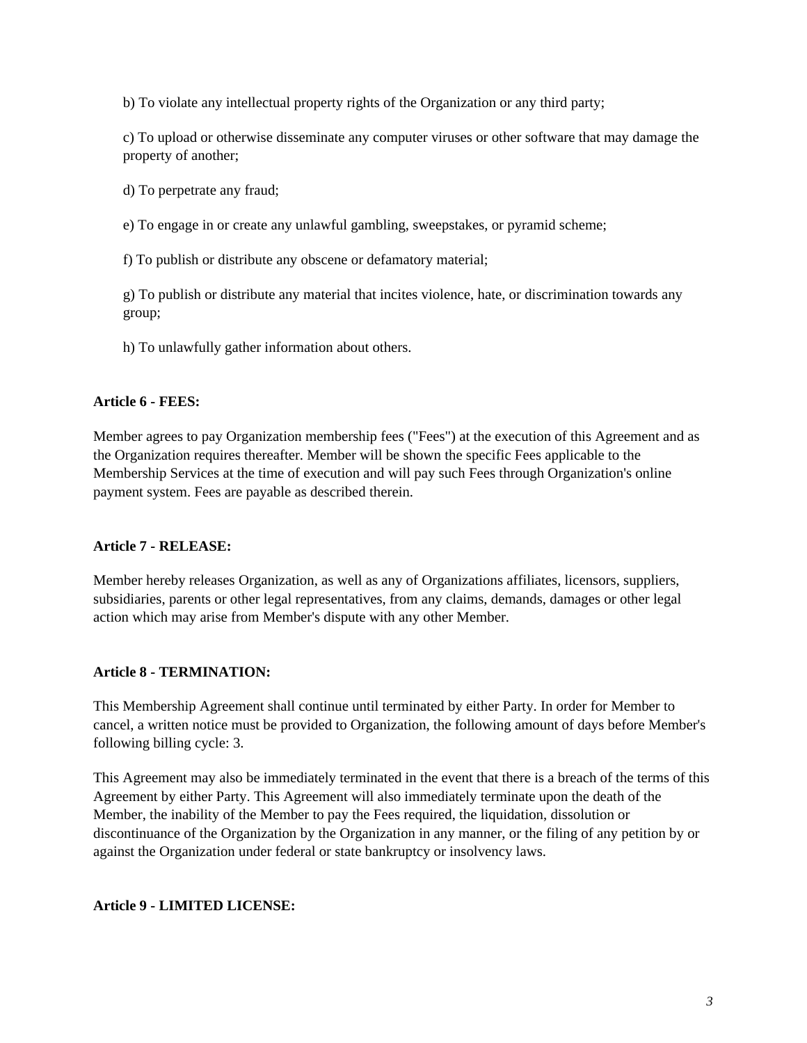b) To violate any intellectual property rights of the Organization or any third party;

c) To upload or otherwise disseminate any computer viruses or other software that may damage the property of another;

d) To perpetrate any fraud;

e) To engage in or create any unlawful gambling, sweepstakes, or pyramid scheme;

f) To publish or distribute any obscene or defamatory material;

g) To publish or distribute any material that incites violence, hate, or discrimination towards any group;

h) To unlawfully gather information about others.

**Article 6 - FEES:**

Member agrees to pay Organization membership fees ("Fees") at the execution of this Agreement and as the Organization requires thereafter. Member will be shown the specific Fees applicable to the Membership Services at the time of execution and will pay such Fees through Organization's online payment system. Fees are payable as described therein.

**Article 7 - RELEASE:**

Member hereby releases Organization, as well as any of Organizations affiliates, licensors, suppliers, subsidiaries, parents or other legal representatives, from any claims, demands, damages or other legal action which may arise from Member's dispute with any other Member.

**Article 8 - TERMINATION:**

This Membership Agreement shall continue until terminated by either Party. In order for Member to cancel, a written notice must be provided to Organization, the following amount of days before Member's following billing cycle: 3.

This Agreement may also be immediately terminated in the event that there is a breach of the terms of this Agreement by either Party. This Agreement will also immediately terminate upon the death of the Member, the inability of the Member to pay the Fees required, the liquidation, dissolution or discontinuance of the Organization by the Organization in any manner, or the filing of any petition by or against the Organization under federal or state bankruptcy or insolvency laws.

**Article 9 - LIMITED LICENSE:**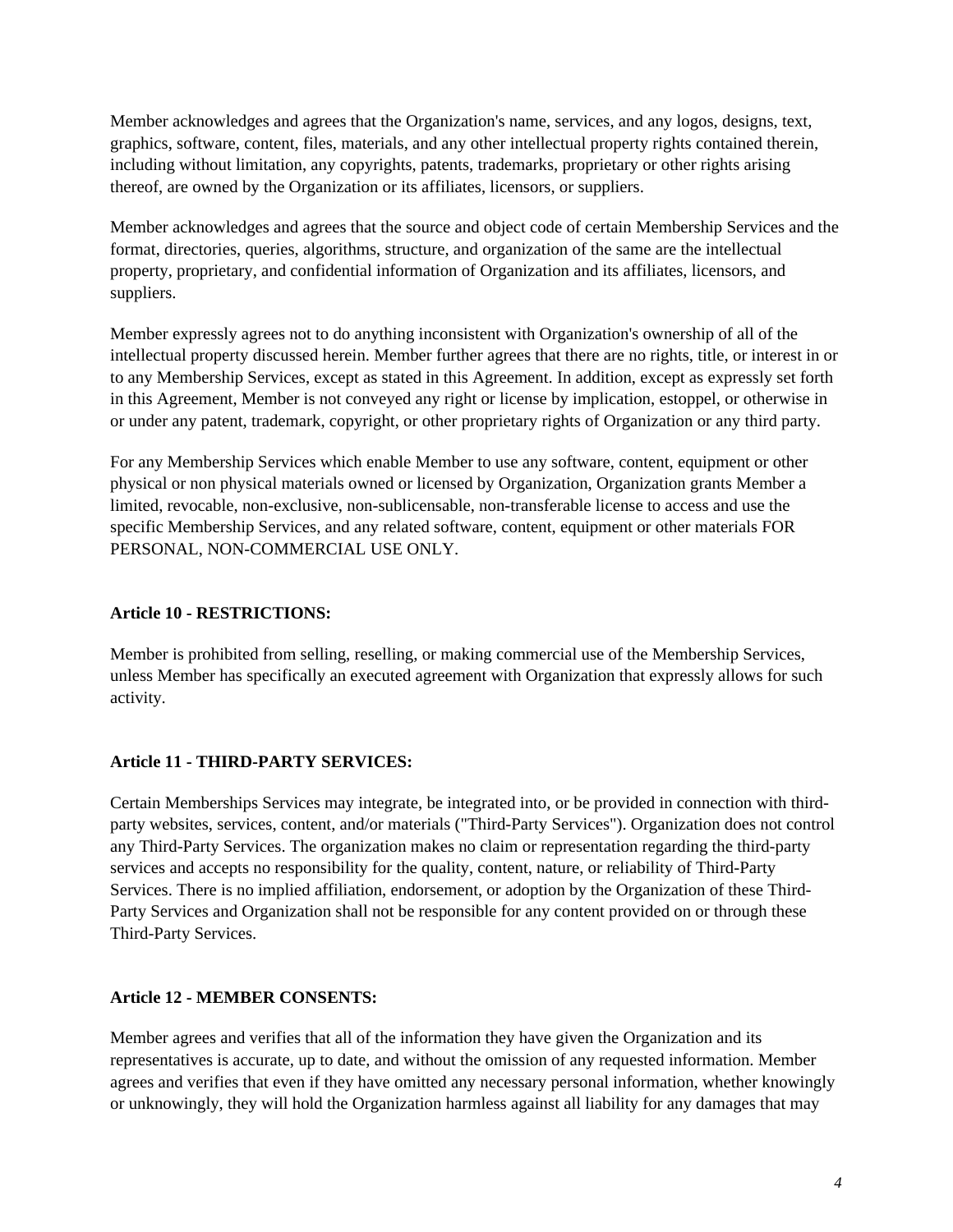Member acknowledges and agrees that the Organization's name, services, and any logos, designs, text, graphics, software, content, files, materials, and any other intellectual property rights contained therein, including without limitation, any copyrights, patents, trademarks, proprietary or other rights arising thereof, are owned by the Organization or its affiliates, licensors, or suppliers.

Member acknowledges and agrees that the source and object code of certain Membership Services and the format, directories, queries, algorithms, structure, and organization of the same are the intellectual property, proprietary, and confidential information of Organization and its affiliates, licensors, and suppliers.

Member expressly agrees not to do anything inconsistent with Organization's ownership of all of the intellectual property discussed herein. Member further agrees that there are no rights, title, or interest in or to any Membership Services, except as stated in this Agreement. In addition, except as expressly set forth in this Agreement, Member is not conveyed any right or license by implication, estoppel, or otherwise in or under any patent, trademark, copyright, or other proprietary rights of Organization or any third party.

For any Membership Services which enable Member to use any software, content, equipment or other physical or non physical materials owned or licensed by Organization, Organization grants Member a limited, revocable, non-exclusive, non-sublicensable, non-transferable license to access and use the specific Membership Services, and any related software, content, equipment or other materials FOR PERSONAL, NON-COMMERCIAL USE ONLY.

**Article 10 - RESTRICTIONS:**

Member is prohibited from selling, reselling, or making commercial use of the Membership Services, unless Member has specifically an executed agreement with Organization that expressly allows for such activity.

**Article 11 - THIRD-PARTY SERVICES:**

Certain Memberships Services may integrate, be integrated into, or be provided in connection with third-party websites, services, content, and/or materials ("Third-Party Services"). Organization does not control any Third-Party Services. The organization makes no claim or representation regarding the third-party services and accepts no responsibility for the quality, content, nature, or reliability of Third-Party Services. There is no implied affiliation, endorsement, or adoption by the Organization of these Third-Party Services and Organization shall not be responsible for any content provided on or through these Third-Party Services.

**Article 12 - MEMBER CONSENTS:**

Member agrees and verifies that all of the information they have given the Organization and its representatives is accurate, up to date, and without the omission of any requested information. Member agrees and verifies that even if they have omitted any necessary personal information, whether knowingly or unknowingly, they will hold the Organization harmless against all liability for any damages that may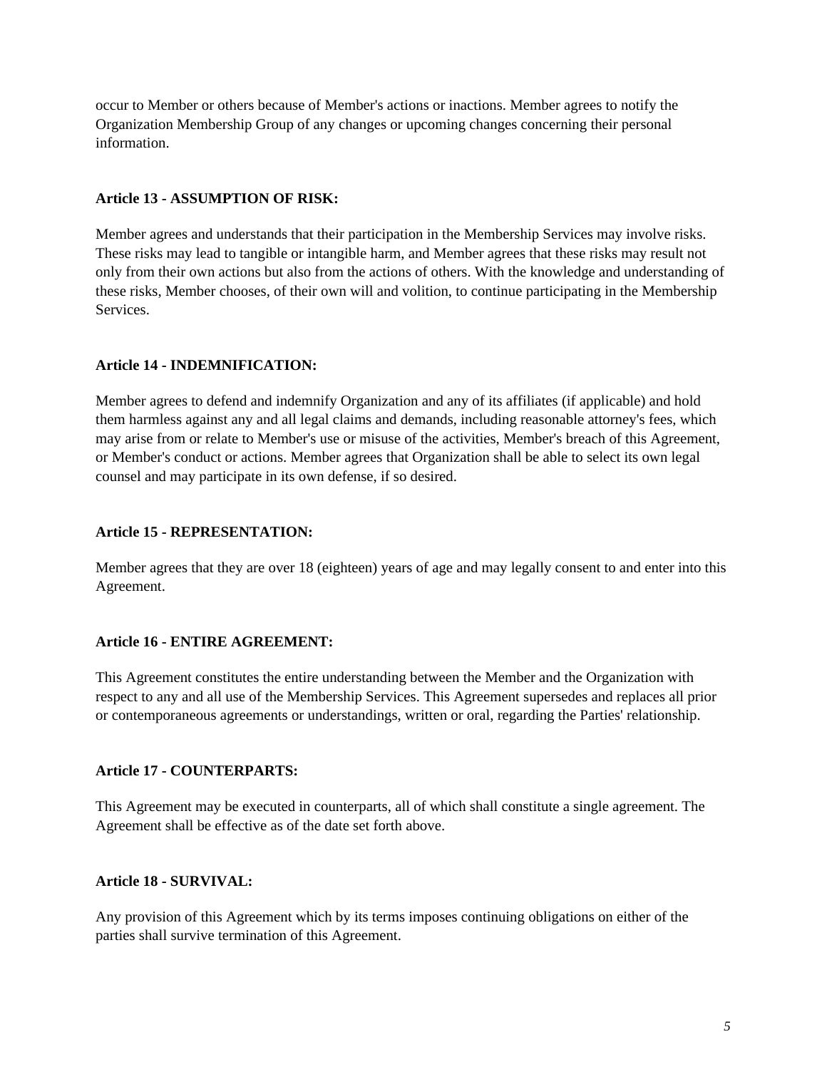occur to Member or others because of Member's actions or inactions. Member agrees to notify the Organization Membership Group of any changes or upcoming changes concerning their personal information.

**Article 13 - ASSUMPTION OF RISK:**

Member agrees and understands that their participation in the Membership Services may involve risks. These risks may lead to tangible or intangible harm, and Member agrees that these risks may result not only from their own actions but also from the actions of others. With the knowledge and understanding of these risks, Member chooses, of their own will and volition, to continue participating in the Membership Services.

**Article 14 - INDEMNIFICATION:**

Member agrees to defend and indemnify Organization and any of its affiliates (if applicable) and hold them harmless against any and all legal claims and demands, including reasonable attorney's fees, which may arise from or relate to Member's use or misuse of the activities, Member's breach of this Agreement, or Member's conduct or actions. Member agrees that Organization shall be able to select its own legal counsel and may participate in its own defense, if so desired.

**Article 15 - REPRESENTATION:**

Member agrees that they are over 18 (eighteen) years of age and may legally consent to and enter into this Agreement.

**Article 16 - ENTIRE AGREEMENT:**

This Agreement constitutes the entire understanding between the Member and the Organization with respect to any and all use of the Membership Services. This Agreement supersedes and replaces all prior or contemporaneous agreements or understandings, written or oral, regarding the Parties' relationship.

**Article 17 - COUNTERPARTS:**

This Agreement may be executed in counterparts, all of which shall constitute a single agreement. The Agreement shall be effective as of the date set forth above.

**Article 18 - SURVIVAL:**

Any provision of this Agreement which by its terms imposes continuing obligations on either of the parties shall survive termination of this Agreement.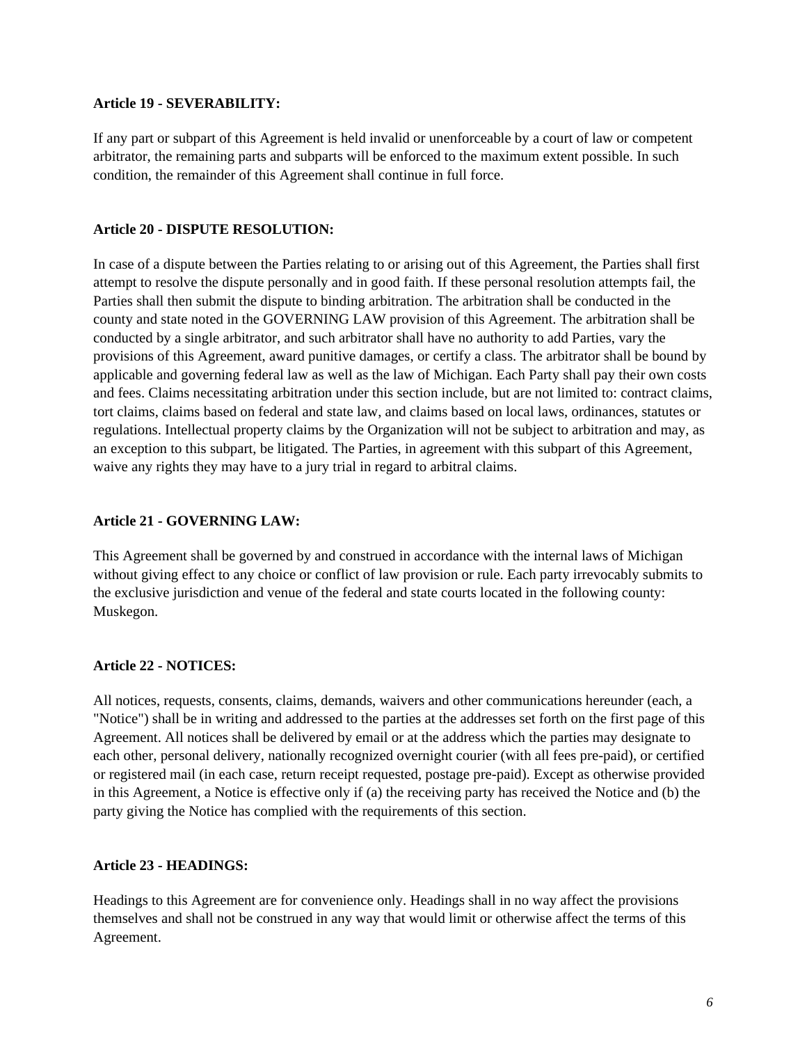**Article 19 - SEVERABILITY:**

If any part or subpart of this Agreement is held invalid or unenforceable by a court of law or competent arbitrator, the remaining parts and subparts will be enforced to the maximum extent possible. In such condition, the remainder of this Agreement shall continue in full force.

**Article 20 - DISPUTE RESOLUTION:**

In case of a dispute between the Parties relating to or arising out of this Agreement, the Parties shall first attempt to resolve the dispute personally and in good faith. If these personal resolution attempts fail, the Parties shall then submit the dispute to binding arbitration. The arbitration shall be conducted in the county and state noted in the GOVERNING LAW provision of this Agreement. The arbitration shall be conducted by a single arbitrator, and such arbitrator shall have no authority to add Parties, vary the provisions of this Agreement, award punitive damages, or certify a class. The arbitrator shall be bound by applicable and governing federal law as well as the law of Michigan. Each Party shall pay their own costs and fees. Claims necessitating arbitration under this section include, but are not limited to: contract claims, tort claims, claims based on federal and state law, and claims based on local laws, ordinances, statutes or regulations. Intellectual property claims by the Organization will not be subject to arbitration and may, as an exception to this subpart, be litigated. The Parties, in agreement with this subpart of this Agreement, waive any rights they may have to a jury trial in regard to arbitral claims.

**Article 21 - GOVERNING LAW:**

This Agreement shall be governed by and construed in accordance with the internal laws of Michigan without giving effect to any choice or conflict of law provision or rule. Each party irrevocably submits to the exclusive jurisdiction and venue of the federal and state courts located in the following county: Muskegon.

**Article 22 - NOTICES:**

All notices, requests, consents, claims, demands, waivers and other communications hereunder (each, a "Notice") shall be in writing and addressed to the parties at the addresses set forth on the first page of this Agreement. All notices shall be delivered by email or at the address which the parties may designate to each other, personal delivery, nationally recognized overnight courier (with all fees pre-paid), or certified or registered mail (in each case, return receipt requested, postage pre-paid). Except as otherwise provided in this Agreement, a Notice is effective only if (a) the receiving party has received the Notice and (b) the party giving the Notice has complied with the requirements of this section.

**Article 23 - HEADINGS:**

Headings to this Agreement are for convenience only. Headings shall in no way affect the provisions themselves and shall not be construed in any way that would limit or otherwise affect the terms of this Agreement.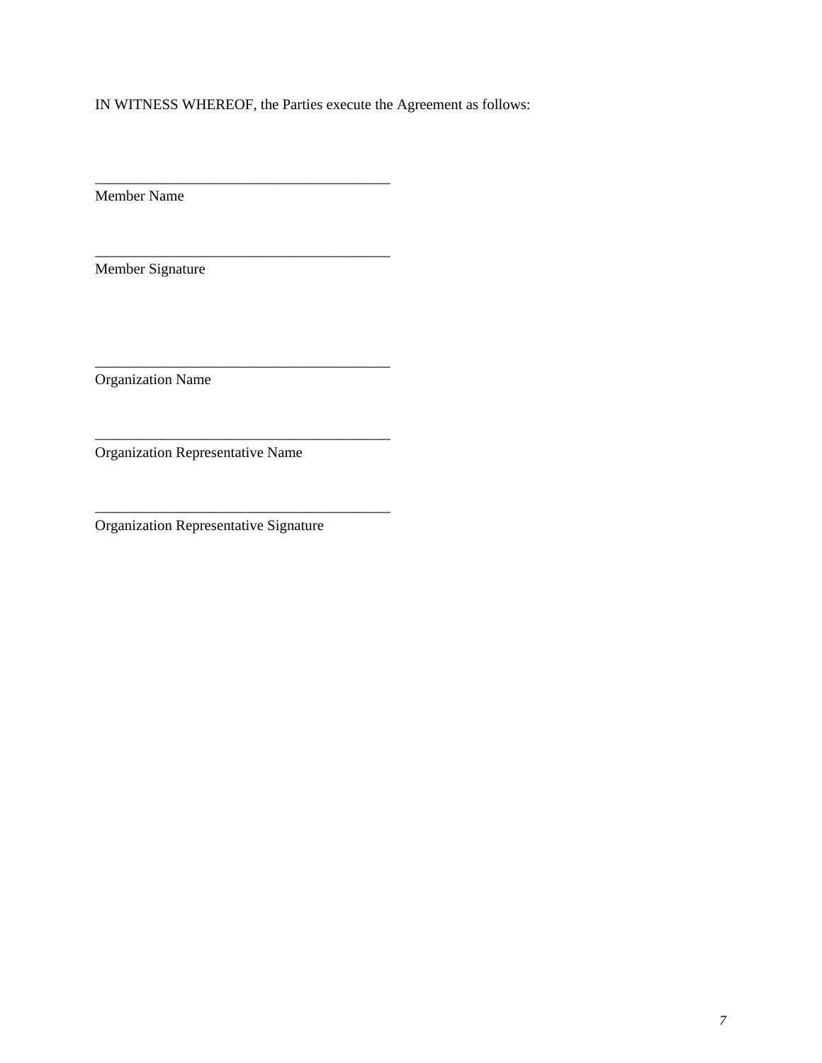IN WITNESS WHEREOF, the Parties execute the Agreement as follows:

________________________________________
Member Name

________________________________________
Member Signature

________________________________________
Organization Name

________________________________________
Organization Representative Name

________________________________________
Organization Representative Signature